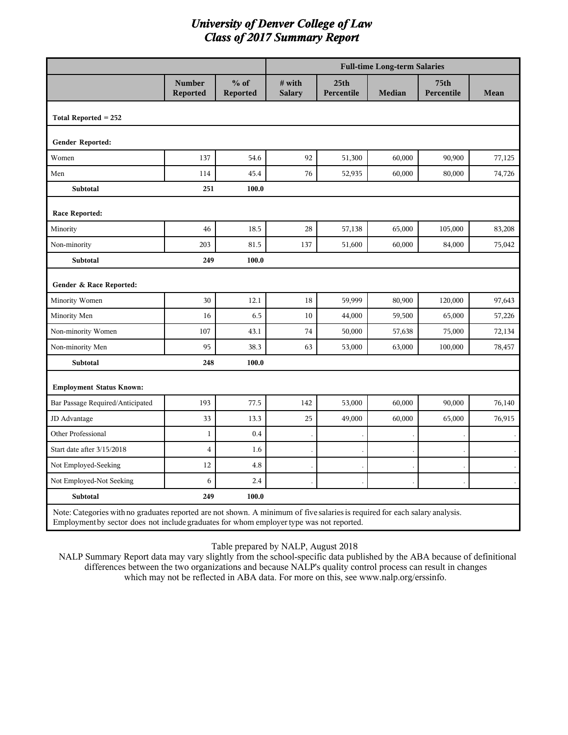# *University of Denver College of Law*
# *Class of 2017 Summary Report*

| | | | Full-time Long-term Salaries | | | | |
|---|---|---|---|---|---|---|---|
| | **Number Reported** | **% of Reported** | **# with Salary** | **25th Percentile** | **Median** | **75th Percentile** | **Mean** |
| **Total Reported = 252** | | | | | | | |
| **Gender Reported:** | | | | | | | |
| Women | 137 | 54.6 | 92 | 51,300 | 60,000 | 90,900 | 77,125 |
| Men | 114 | 45.4 | 76 | 52,935 | 60,000 | 80,000 | 74,726 |
| **Subtotal** | **251** | **100.0** | | | | | |
| **Race Reported:** | | | | | | | |
| Minority | 46 | 18.5 | 28 | 57,138 | 65,000 | 105,000 | 83,208 |
| Non-minority | 203 | 81.5 | 137 | 51,600 | 60,000 | 84,000 | 75,042 |
| **Subtotal** | **249** | **100.0** | | | | | |
| **Gender & Race Reported:** | | | | | | | |
| Minority Women | 30 | 12.1 | 18 | 59,999 | 80,900 | 120,000 | 97,643 |
| Minority Men | 16 | 6.5 | 10 | 44,000 | 59,500 | 65,000 | 57,226 |
| Non-minority Women | 107 | 43.1 | 74 | 50,000 | 57,638 | 75,000 | 72,134 |
| Non-minority Men | 95 | 38.3 | 63 | 53,000 | 63,000 | 100,000 | 78,457 |
| **Subtotal** | **248** | **100.0** | | | | | |
| **Employment Status Known:** | | | | | | | |
| Bar Passage Required/Anticipated | 193 | 77.5 | 142 | 53,000 | 60,000 | 90,000 | 76,140 |
| JD Advantage | 33 | 13.3 | 25 | 49,000 | 60,000 | 65,000 | 76,915 |
| Other Professional | 1 | 0.4 | . | . | . | . | . |
| Start date after 3/15/2018 | 4 | 1.6 | . | . | . | . | . |
| Not Employed-Seeking | 12 | 4.8 | . | . | . | . | . |
| Not Employed-Not Seeking | 6 | 2.4 | . | . | . | . | . |
| **Subtotal** | **249** | **100.0** | | | | | |

Note: Categories with no graduates reported are not shown. A minimum of five salaries is required for each salary analysis. Employment by sector does not include graduates for whom employer type was not reported.

Table prepared by NALP, August 2018

NALP Summary Report data may vary slightly from the school-specific data published by the ABA because of definitional differences between the two organizations and because NALP's quality control process can result in changes which may not be reflected in ABA data. For more on this, see www.nalp.org/erssinfo.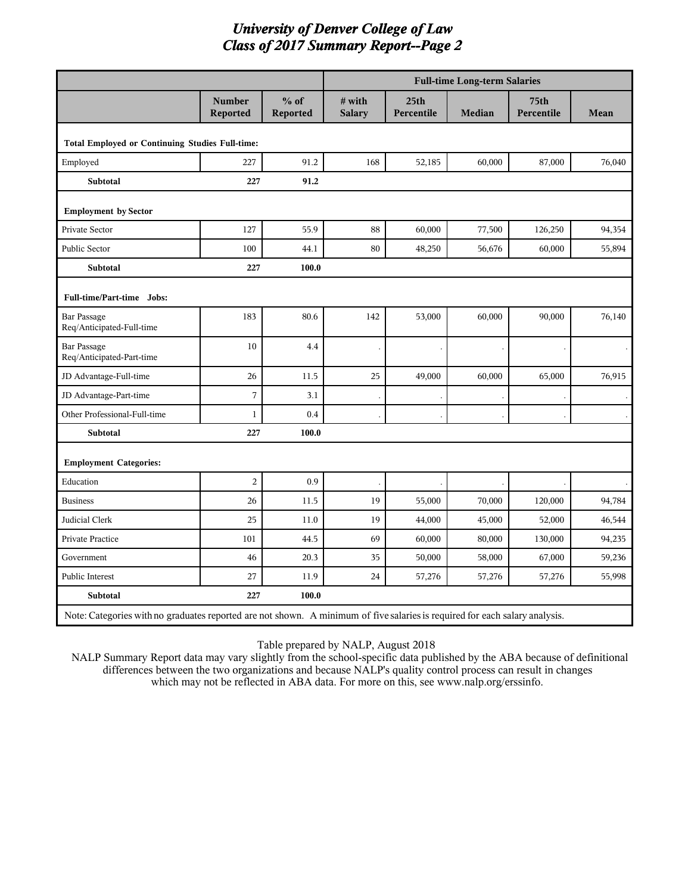# University of Denver College of Law
## Class of 2017 Summary Report--Page 2

| | | | Full-time Long-term Salaries | | | | |
|---|---|---|---|---|---|---|---|
| | Number Reported | % of Reported | # with Salary | 25th Percentile | Median | 75th Percentile | Mean |
| **Total Employed or Continuing Studies Full-time:** | | | | | | | |
| Employed | 227 | 91.2 | 168 | 52,185 | 60,000 | 87,000 | 76,040 |
| **Subtotal** | **227** | **91.2** | | | | | |
| **Employment by Sector** | | | | | | | |
| Private Sector | 127 | 55.9 | 88 | 60,000 | 77,500 | 126,250 | 94,354 |
| Public Sector | 100 | 44.1 | 80 | 48,250 | 56,676 | 60,000 | 55,894 |
| **Subtotal** | **227** | **100.0** | | | | | |
| **Full-time/Part-time Jobs:** | | | | | | | |
| Bar Passage Req/Anticipated-Full-time | 183 | 80.6 | 142 | 53,000 | 60,000 | 90,000 | 76,140 |
| Bar Passage Req/Anticipated-Part-time | 10 | 4.4 | . | . | . | . | . |
| JD Advantage-Full-time | 26 | 11.5 | 25 | 49,000 | 60,000 | 65,000 | 76,915 |
| JD Advantage-Part-time | 7 | 3.1 | . | . | . | . | . |
| Other Professional-Full-time | 1 | 0.4 | . | . | . | . | . |
| **Subtotal** | **227** | **100.0** | | | | | |
| **Employment Categories:** | | | | | | | |
| Education | 2 | 0.9 | . | . | . | . | . |
| Business | 26 | 11.5 | 19 | 55,000 | 70,000 | 120,000 | 94,784 |
| Judicial Clerk | 25 | 11.0 | 19 | 44,000 | 45,000 | 52,000 | 46,544 |
| Private Practice | 101 | 44.5 | 69 | 60,000 | 80,000 | 130,000 | 94,235 |
| Government | 46 | 20.3 | 35 | 50,000 | 58,000 | 67,000 | 59,236 |
| Public Interest | 27 | 11.9 | 24 | 57,276 | 57,276 | 57,276 | 55,998 |
| **Subtotal** | **227** | **100.0** | | | | | |

Note: Categories with no graduates reported are not shown. A minimum of five salaries is required for each salary analysis.

Table prepared by NALP, August 2018

NALP Summary Report data may vary slightly from the school-specific data published by the ABA because of definitional differences between the two organizations and because NALP's quality control process can result in changes which may not be reflected in ABA data. For more on this, see www.nalp.org/erssinfo.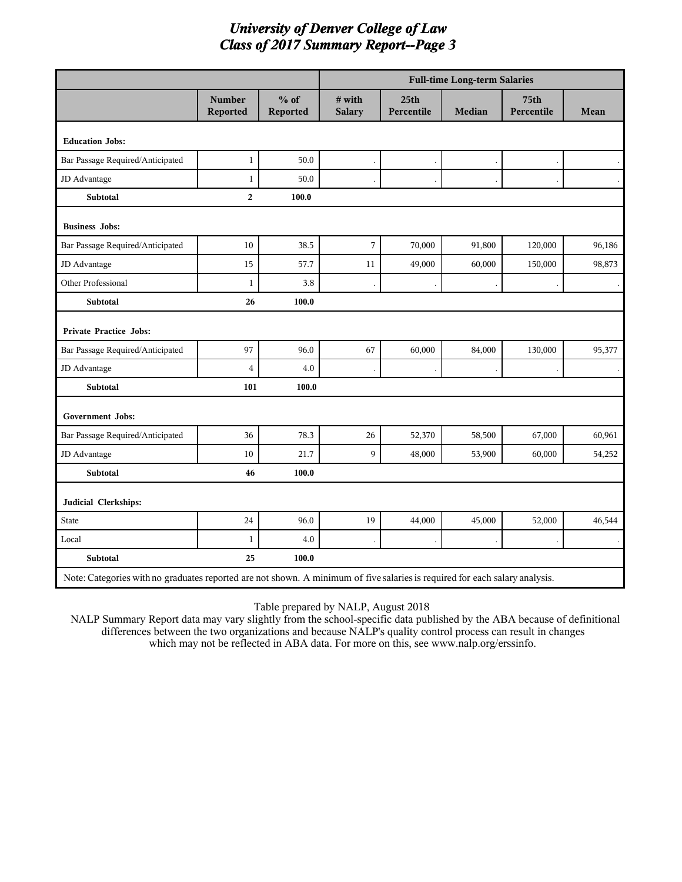# University of Denver College of Law
## Class of 2017 Summary Report--Page 3

| | | | Full-time Long-term Salaries | | | | |
|---|---|---|---|---|---|---|---|
| | Number Reported | % of Reported | # with Salary | 25th Percentile | Median | 75th Percentile | Mean |
| **Education Jobs:** | | | | | | | |
| Bar Passage Required/Anticipated | 1 | 50.0 | . | . | . | . | . |
| JD Advantage | 1 | 50.0 | . | . | . | . | . |
| **Subtotal** | **2** | **100.0** | | | | | |
| **Business Jobs:** | | | | | | | |
| Bar Passage Required/Anticipated | 10 | 38.5 | 7 | 70,000 | 91,800 | 120,000 | 96,186 |
| JD Advantage | 15 | 57.7 | 11 | 49,000 | 60,000 | 150,000 | 98,873 |
| Other Professional | 1 | 3.8 | . | . | . | . | . |
| **Subtotal** | **26** | **100.0** | | | | | |
| **Private Practice Jobs:** | | | | | | | |
| Bar Passage Required/Anticipated | 97 | 96.0 | 67 | 60,000 | 84,000 | 130,000 | 95,377 |
| JD Advantage | 4 | 4.0 | . | . | . | . | . |
| **Subtotal** | **101** | **100.0** | | | | | |
| **Government Jobs:** | | | | | | | |
| Bar Passage Required/Anticipated | 36 | 78.3 | 26 | 52,370 | 58,500 | 67,000 | 60,961 |
| JD Advantage | 10 | 21.7 | 9 | 48,000 | 53,900 | 60,000 | 54,252 |
| **Subtotal** | **46** | **100.0** | | | | | |
| **Judicial Clerkships:** | | | | | | | |
| State | 24 | 96.0 | 19 | 44,000 | 45,000 | 52,000 | 46,544 |
| Local | 1 | 4.0 | . | . | . | . | . |
| **Subtotal** | **25** | **100.0** | | | | | |

Note: Categories with no graduates reported are not shown. A minimum of five salaries is required for each salary analysis.

Table prepared by NALP, August 2018

NALP Summary Report data may vary slightly from the school-specific data published by the ABA because of definitional differences between the two organizations and because NALP's quality control process can result in changes which may not be reflected in ABA data. For more on this, see www.nalp.org/erssinfo.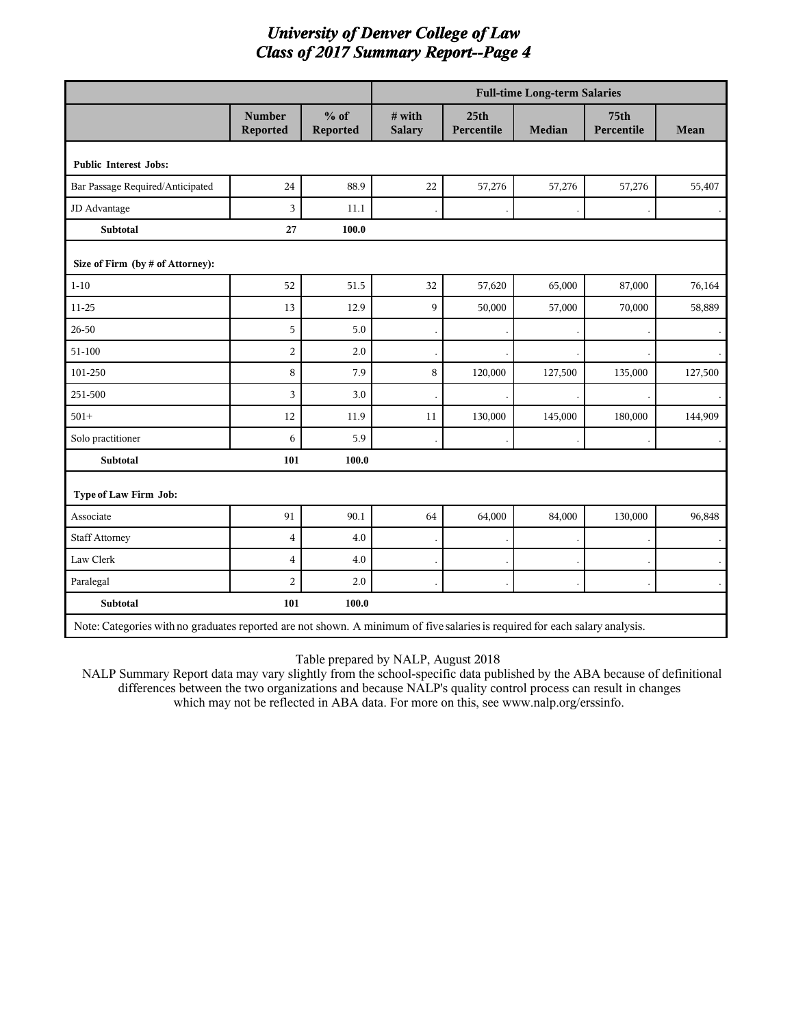# University of Denver College of Law
## Class of 2017 Summary Report--Page 4

| | | | Full-time Long-term Salaries | | | | |
|---|---|---|---|---|---|---|---|
| | Number Reported | % of Reported | # with Salary | 25th Percentile | Median | 75th Percentile | Mean |
| **Public Interest Jobs:** | | | | | | | |
| Bar Passage Required/Anticipated | 24 | 88.9 | 22 | 57,276 | 57,276 | 57,276 | 55,407 |
| JD Advantage | 3 | 11.1 | . | . | . | . | . |
| **Subtotal** | **27** | **100.0** | | | | | |
| **Size of Firm (by # of Attorney):** | | | | | | | |
| 1-10 | 52 | 51.5 | 32 | 57,620 | 65,000 | 87,000 | 76,164 |
| 11-25 | 13 | 12.9 | 9 | 50,000 | 57,000 | 70,000 | 58,889 |
| 26-50 | 5 | 5.0 | . | . | . | . | . |
| 51-100 | 2 | 2.0 | . | . | . | . | . |
| 101-250 | 8 | 7.9 | 8 | 120,000 | 127,500 | 135,000 | 127,500 |
| 251-500 | 3 | 3.0 | . | . | . | . | . |
| 501+ | 12 | 11.9 | 11 | 130,000 | 145,000 | 180,000 | 144,909 |
| Solo practitioner | 6 | 5.9 | . | . | . | . | . |
| **Subtotal** | **101** | **100.0** | | | | | |
| **Type of Law Firm Job:** | | | | | | | |
| Associate | 91 | 90.1 | 64 | 64,000 | 84,000 | 130,000 | 96,848 |
| Staff Attorney | 4 | 4.0 | . | . | . | . | . |
| Law Clerk | 4 | 4.0 | . | . | . | . | . |
| Paralegal | 2 | 2.0 | . | . | . | . | . |
| **Subtotal** | **101** | **100.0** | | | | | |

Note: Categories with no graduates reported are not shown. A minimum of five salaries is required for each salary analysis.

Table prepared by NALP, August 2018

NALP Summary Report data may vary slightly from the school-specific data published by the ABA because of definitional differences between the two organizations and because NALP's quality control process can result in changes which may not be reflected in ABA data. For more on this, see www.nalp.org/erssinfo.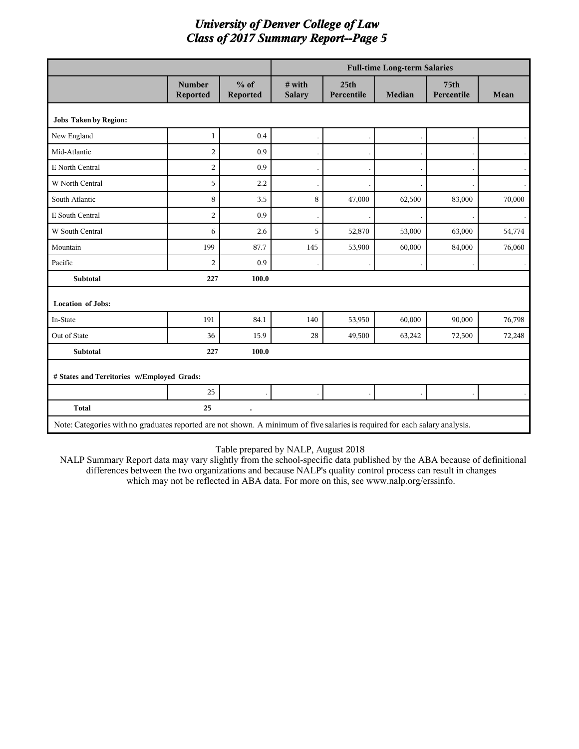# University of Denver College of Law
# Class of 2017 Summary Report--Page 5

| | | | Full-time Long-term Salaries | | | | |
|---|---|---|---|---|---|---|---|
| | Number Reported | % of Reported | # with Salary | 25th Percentile | Median | 75th Percentile | Mean |
| **Jobs Taken by Region:** | | | | | | | |
| New England | 1 | 0.4 | . | . | . | . | . |
| Mid-Atlantic | 2 | 0.9 | . | . | . | . | . |
| E North Central | 2 | 0.9 | . | . | . | . | . |
| W North Central | 5 | 2.2 | . | . | . | . | . |
| South Atlantic | 8 | 3.5 | 8 | 47,000 | 62,500 | 83,000 | 70,000 |
| E South Central | 2 | 0.9 | . | . | . | . | . |
| W South Central | 6 | 2.6 | 5 | 52,870 | 53,000 | 63,000 | 54,774 |
| Mountain | 199 | 87.7 | 145 | 53,900 | 60,000 | 84,000 | 76,060 |
| Pacific | 2 | 0.9 | . | . | . | . | . |
| **Subtotal** | **227** | **100.0** | | | | | |
| **Location of Jobs:** | | | | | | | |
| In-State | 191 | 84.1 | 140 | 53,950 | 60,000 | 90,000 | 76,798 |
| Out of State | 36 | 15.9 | 28 | 49,500 | 63,242 | 72,500 | 72,248 |
| **Subtotal** | **227** | **100.0** | | | | | |
| **# States and Territories w/Employed Grads:** | | | | | | | |
| | 25 | . | . | . | . | . | . |
| **Total** | **25** | **.** | | | | | |

Note: Categories with no graduates reported are not shown. A minimum of five salaries is required for each salary analysis.

Table prepared by NALP, August 2018

NALP Summary Report data may vary slightly from the school-specific data published by the ABA because of definitional differences between the two organizations and because NALP's quality control process can result in changes which may not be reflected in ABA data. For more on this, see www.nalp.org/erssinfo.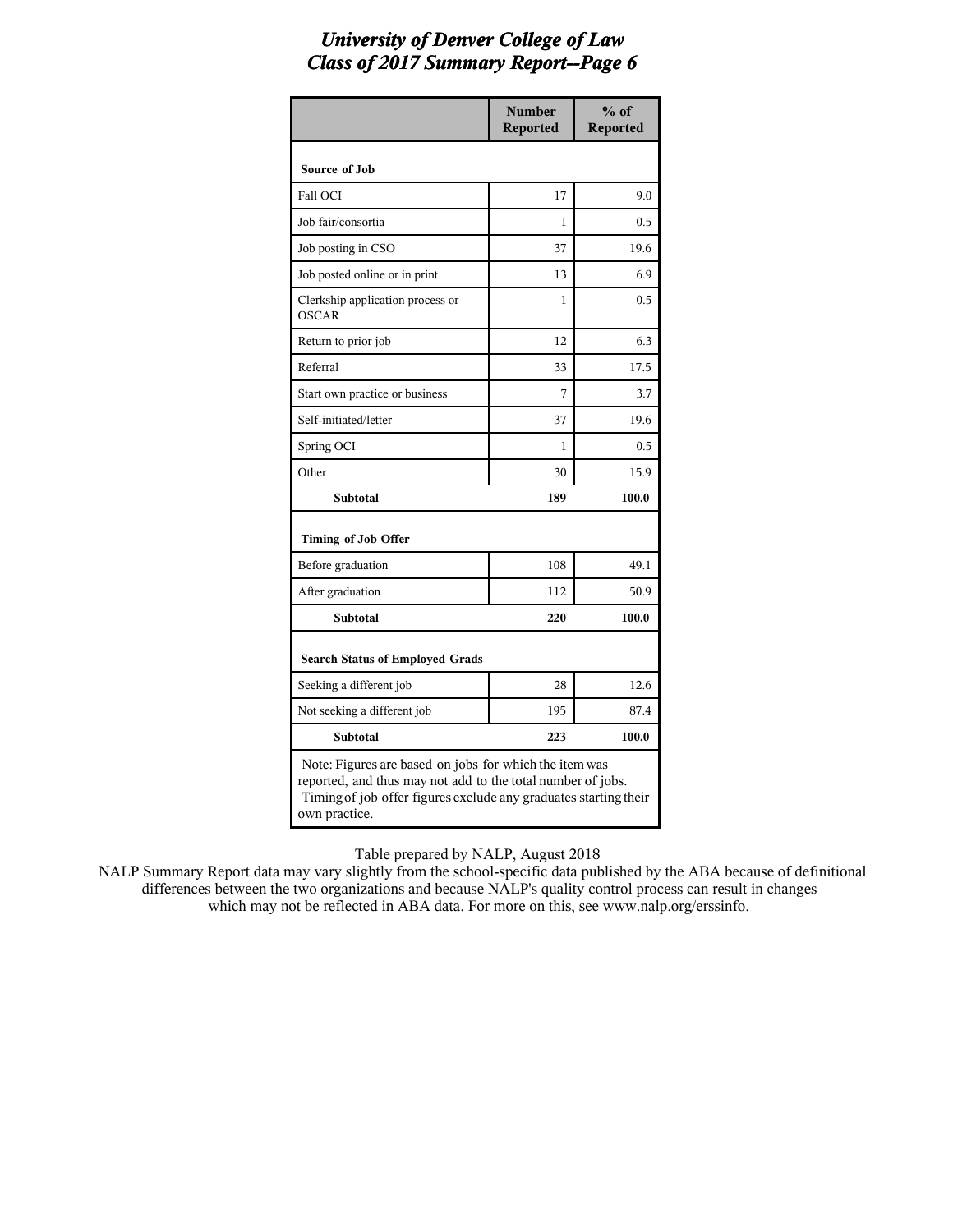# University of Denver College of Law
## Class of 2017 Summary Report--Page 6

| | Number Reported | % of Reported |
|---|---|---|
| **Source of Job** | | |
| Fall OCI | 17 | 9.0 |
| Job fair/consortia | 1 | 0.5 |
| Job posting in CSO | 37 | 19.6 |
| Job posted online or in print | 13 | 6.9 |
| Clerkship application process or OSCAR | 1 | 0.5 |
| Return to prior job | 12 | 6.3 |
| Referral | 33 | 17.5 |
| Start own practice or business | 7 | 3.7 |
| Self-initiated/letter | 37 | 19.6 |
| Spring OCI | 1 | 0.5 |
| Other | 30 | 15.9 |
| **Subtotal** | **189** | **100.0** |
| **Timing of Job Offer** | | |
| Before graduation | 108 | 49.1 |
| After graduation | 112 | 50.9 |
| **Subtotal** | **220** | **100.0** |
| **Search Status of Employed Grads** | | |
| Seeking a different job | 28 | 12.6 |
| Not seeking a different job | 195 | 87.4 |
| **Subtotal** | **223** | **100.0** |

Note: Figures are based on jobs for which the item was reported, and thus may not add to the total number of jobs. Timing of job offer figures exclude any graduates starting their own practice.

Table prepared by NALP, August 2018

NALP Summary Report data may vary slightly from the school-specific data published by the ABA because of definitional differences between the two organizations and because NALP's quality control process can result in changes which may not be reflected in ABA data. For more on this, see www.nalp.org/erssinfo.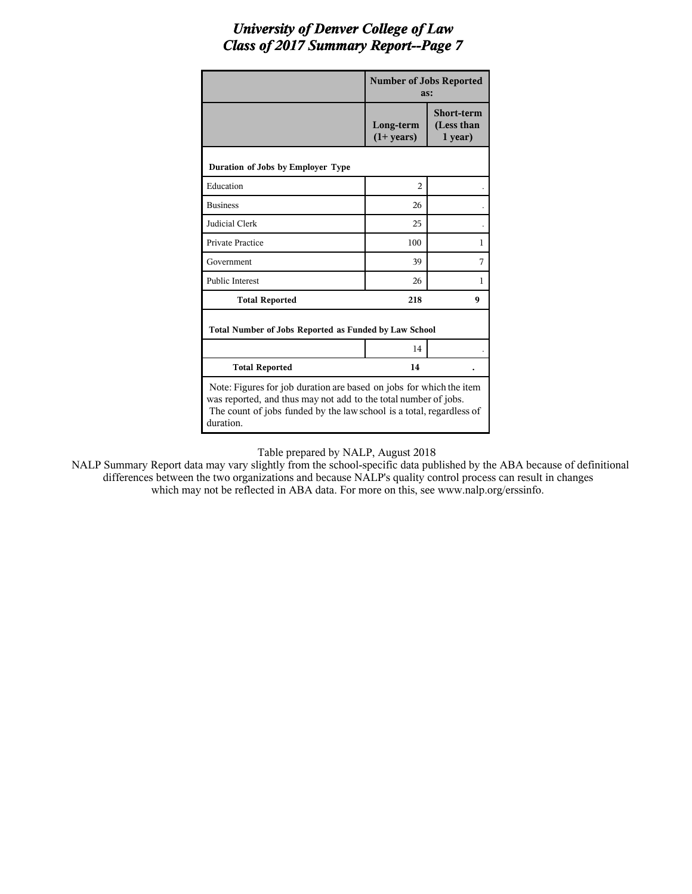# University of Denver College of Law
# Class of 2017 Summary Report--Page 7

| | Number of Jobs Reported as: | |
|---|---|---|
| | **Long-term (1+ years)** | **Short-term (Less than 1 year)** |
| **Duration of Jobs by Employer Type** | | |
| Education | 2 | . |
| Business | 26 | . |
| Judicial Clerk | 25 | . |
| Private Practice | 100 | 1 |
| Government | 39 | 7 |
| Public Interest | 26 | 1 |
| **Total Reported** | **218** | **9** |
| **Total Number of Jobs Reported as Funded by Law School** | | |
| | 14 | . |
| **Total Reported** | **14** | **.** |

Note: Figures for job duration are based on jobs for which the item was reported, and thus may not add to the total number of jobs. The count of jobs funded by the law school is a total, regardless of duration.

Table prepared by NALP, August 2018

NALP Summary Report data may vary slightly from the school-specific data published by the ABA because of definitional differences between the two organizations and because NALP's quality control process can result in changes which may not be reflected in ABA data. For more on this, see www.nalp.org/erssinfo.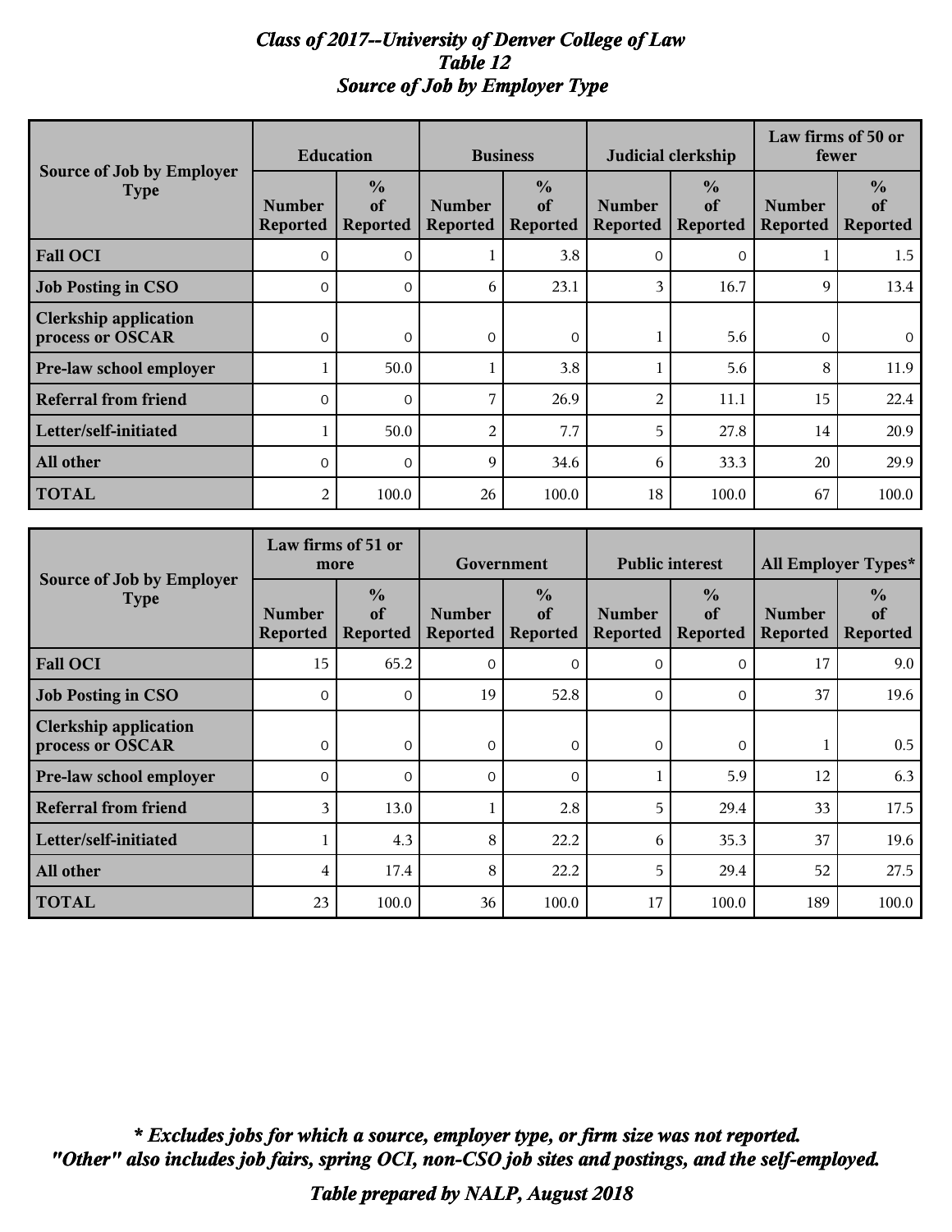# *Class of 2017--University of Denver College of Law*
## *Table 12*
## *Source of Job by Employer Type*

| Source of Job by Employer Type | Education | | Business | | Judicial clerkship | | Law firms of 50 or fewer | |
|---|---|---|---|---|---|---|---|---|
| | Number Reported | % of Reported | Number Reported | % of Reported | Number Reported | % of Reported | Number Reported | % of Reported |
| **Fall OCI** | 0 | 0 | 1 | 3.8 | 0 | 0 | 1 | 1.5 |
| **Job Posting in CSO** | 0 | 0 | 6 | 23.1 | 3 | 16.7 | 9 | 13.4 |
| **Clerkship application process or OSCAR** | 0 | 0 | 0 | 0 | 1 | 5.6 | 0 | 0 |
| **Pre-law school employer** | 1 | 50.0 | 1 | 3.8 | 1 | 5.6 | 8 | 11.9 |
| **Referral from friend** | 0 | 0 | 7 | 26.9 | 2 | 11.1 | 15 | 22.4 |
| **Letter/self-initiated** | 1 | 50.0 | 2 | 7.7 | 5 | 27.8 | 14 | 20.9 |
| **All other** | 0 | 0 | 9 | 34.6 | 6 | 33.3 | 20 | 29.9 |
| **TOTAL** | 2 | 100.0 | 26 | 100.0 | 18 | 100.0 | 67 | 100.0 |

| Source of Job by Employer Type | Law firms of 51 or more | | Government | | Public interest | | All Employer Types* | |
|---|---|---|---|---|---|---|---|---|
| | Number Reported | % of Reported | Number Reported | % of Reported | Number Reported | % of Reported | Number Reported | % of Reported |
| **Fall OCI** | 15 | 65.2 | 0 | 0 | 0 | 0 | 17 | 9.0 |
| **Job Posting in CSO** | 0 | 0 | 19 | 52.8 | 0 | 0 | 37 | 19.6 |
| **Clerkship application process or OSCAR** | 0 | 0 | 0 | 0 | 0 | 0 | 1 | 0.5 |
| **Pre-law school employer** | 0 | 0 | 0 | 0 | 1 | 5.9 | 12 | 6.3 |
| **Referral from friend** | 3 | 13.0 | 1 | 2.8 | 5 | 29.4 | 33 | 17.5 |
| **Letter/self-initiated** | 1 | 4.3 | 8 | 22.2 | 6 | 35.3 | 37 | 19.6 |
| **All other** | 4 | 17.4 | 8 | 22.2 | 5 | 29.4 | 52 | 27.5 |
| **TOTAL** | 23 | 100.0 | 36 | 100.0 | 17 | 100.0 | 189 | 100.0 |

***\* Excludes jobs for which a source, employer type, or firm size was not reported.***
***"Other" also includes job fairs, spring OCI, non-CSO job sites and postings, and the self-employed.***

***Table prepared by NALP, August 2018***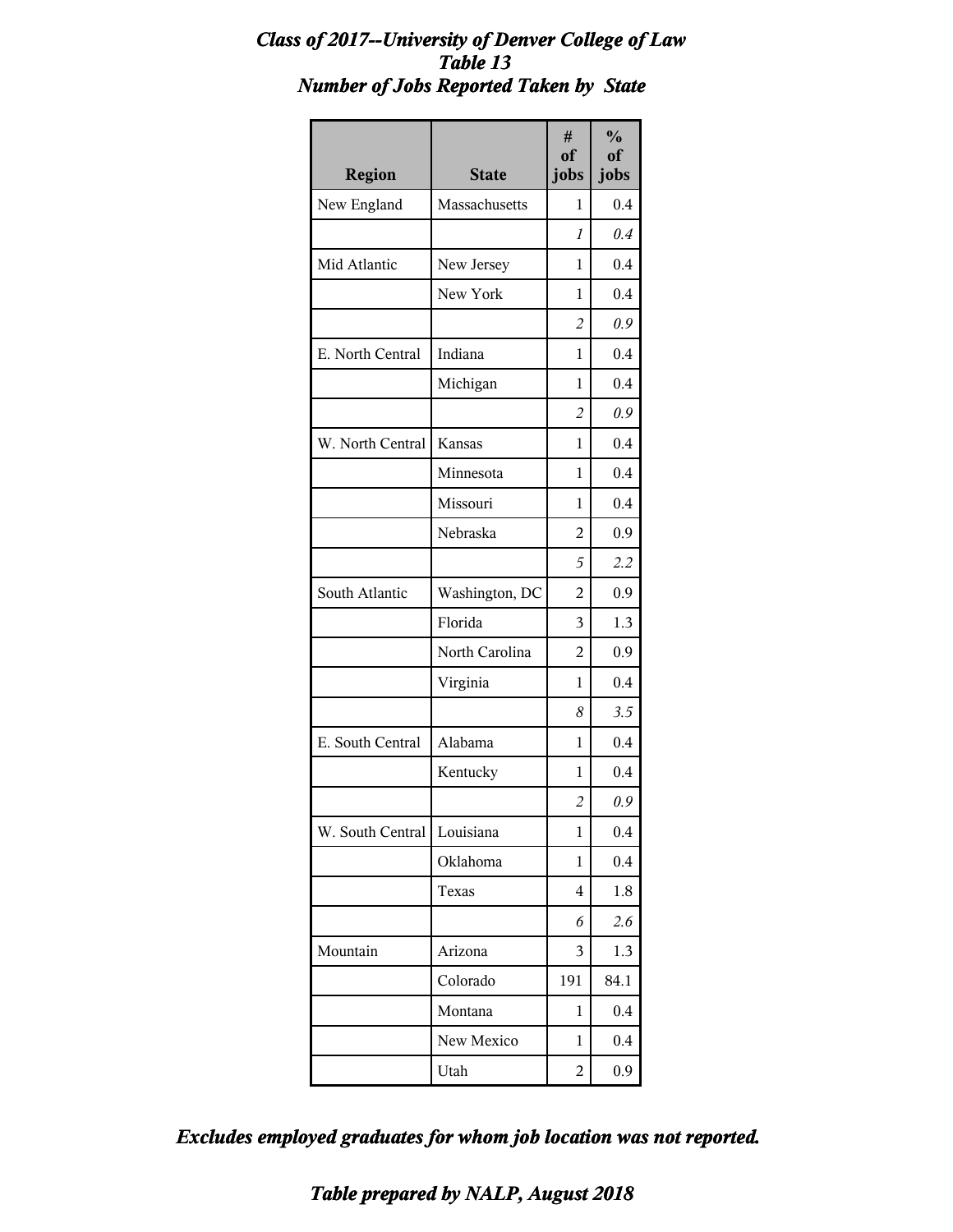***Class of 2017--University of Denver College of Law***
***Table 13***
***Number of Jobs Reported Taken by State***

| Region | State | # of jobs | % of jobs |
|---|---|---|---|
| New England | Massachusetts | 1 | 0.4 |
| | | *1* | *0.4* |
| Mid Atlantic | New Jersey | 1 | 0.4 |
| | New York | 1 | 0.4 |
| | | *2* | *0.9* |
| E. North Central | Indiana | 1 | 0.4 |
| | Michigan | 1 | 0.4 |
| | | *2* | *0.9* |
| W. North Central | Kansas | 1 | 0.4 |
| | Minnesota | 1 | 0.4 |
| | Missouri | 1 | 0.4 |
| | Nebraska | 2 | 0.9 |
| | | *5* | *2.2* |
| South Atlantic | Washington, DC | 2 | 0.9 |
| | Florida | 3 | 1.3 |
| | North Carolina | 2 | 0.9 |
| | Virginia | 1 | 0.4 |
| | | *8* | *3.5* |
| E. South Central | Alabama | 1 | 0.4 |
| | Kentucky | 1 | 0.4 |
| | | *2* | *0.9* |
| W. South Central | Louisiana | 1 | 0.4 |
| | Oklahoma | 1 | 0.4 |
| | Texas | 4 | 1.8 |
| | | *6* | *2.6* |
| Mountain | Arizona | 3 | 1.3 |
| | Colorado | 191 | 84.1 |
| | Montana | 1 | 0.4 |
| | New Mexico | 1 | 0.4 |
| | Utah | 2 | 0.9 |

***Excludes employed graduates for whom job location was not reported.***

***Table prepared by NALP, August 2018***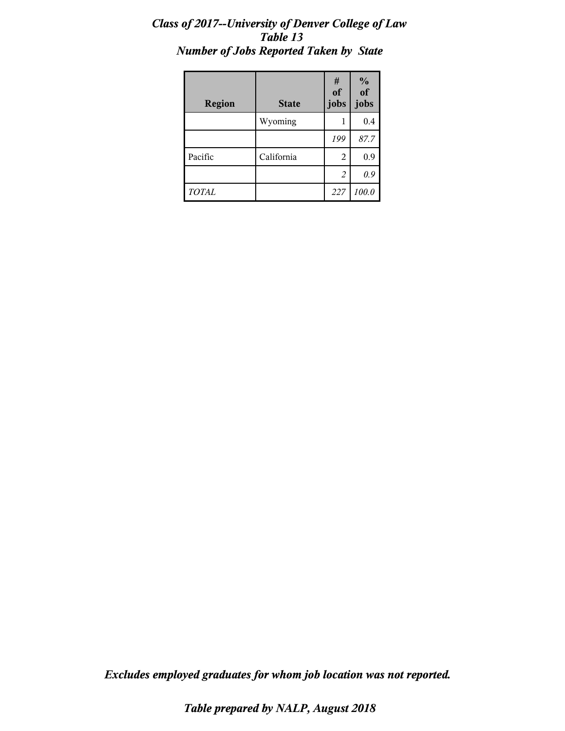***Class of 2017--University of Denver College of Law***
***Table 13***
***Number of Jobs Reported Taken by State***

| Region | State | # of jobs | % of jobs |
|---|---|---|---|
| | Wyoming | 1 | 0.4 |
| | | *199* | *87.7* |
| Pacific | California | 2 | 0.9 |
| | | *2* | *0.9* |
| *TOTAL* | | *227* | *100.0* |

***Excludes employed graduates for whom job location was not reported.***

***Table prepared by NALP, August 2018***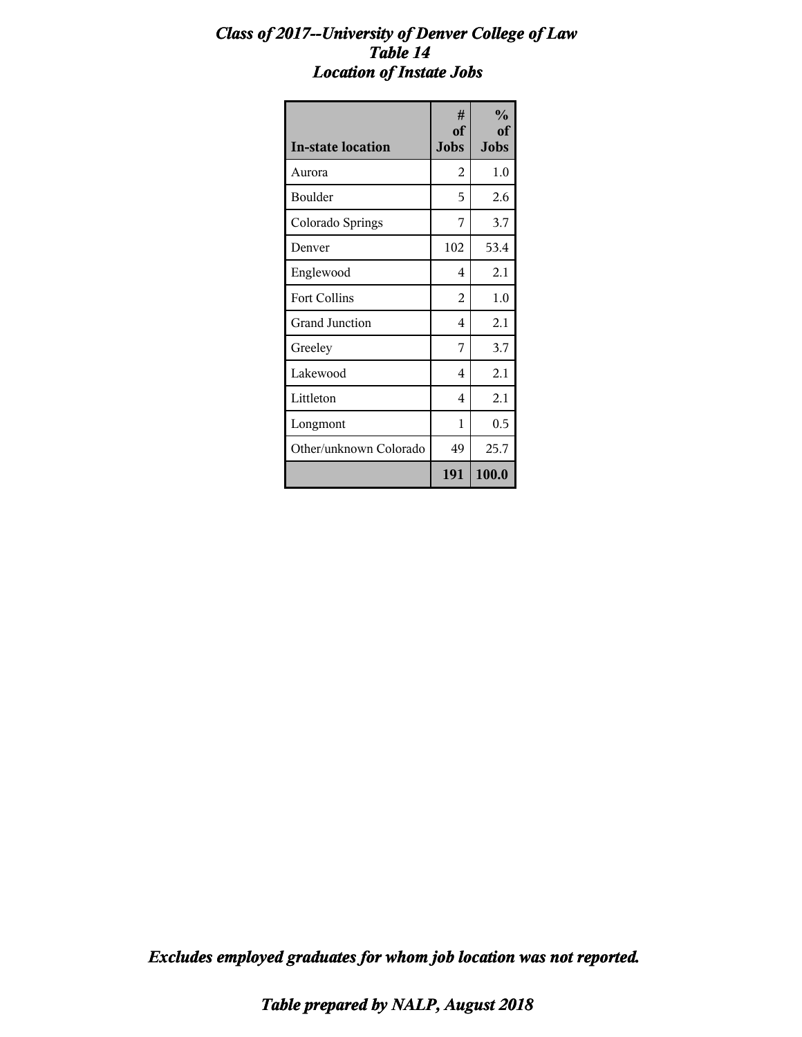# *Class of 2017--University of Denver College of Law*
## *Table 14*
## *Location of Instate Jobs*

| In-state location | # of Jobs | % of Jobs |
|---|---|---|
| Aurora | 2 | 1.0 |
| Boulder | 5 | 2.6 |
| Colorado Springs | 7 | 3.7 |
| Denver | 102 | 53.4 |
| Englewood | 4 | 2.1 |
| Fort Collins | 2 | 1.0 |
| Grand Junction | 4 | 2.1 |
| Greeley | 7 | 3.7 |
| Lakewood | 4 | 2.1 |
| Littleton | 4 | 2.1 |
| Longmont | 1 | 0.5 |
| Other/unknown Colorado | 49 | 25.7 |
| | **191** | **100.0** |

***Excludes employed graduates for whom job location was not reported.***

***Table prepared by NALP, August 2018***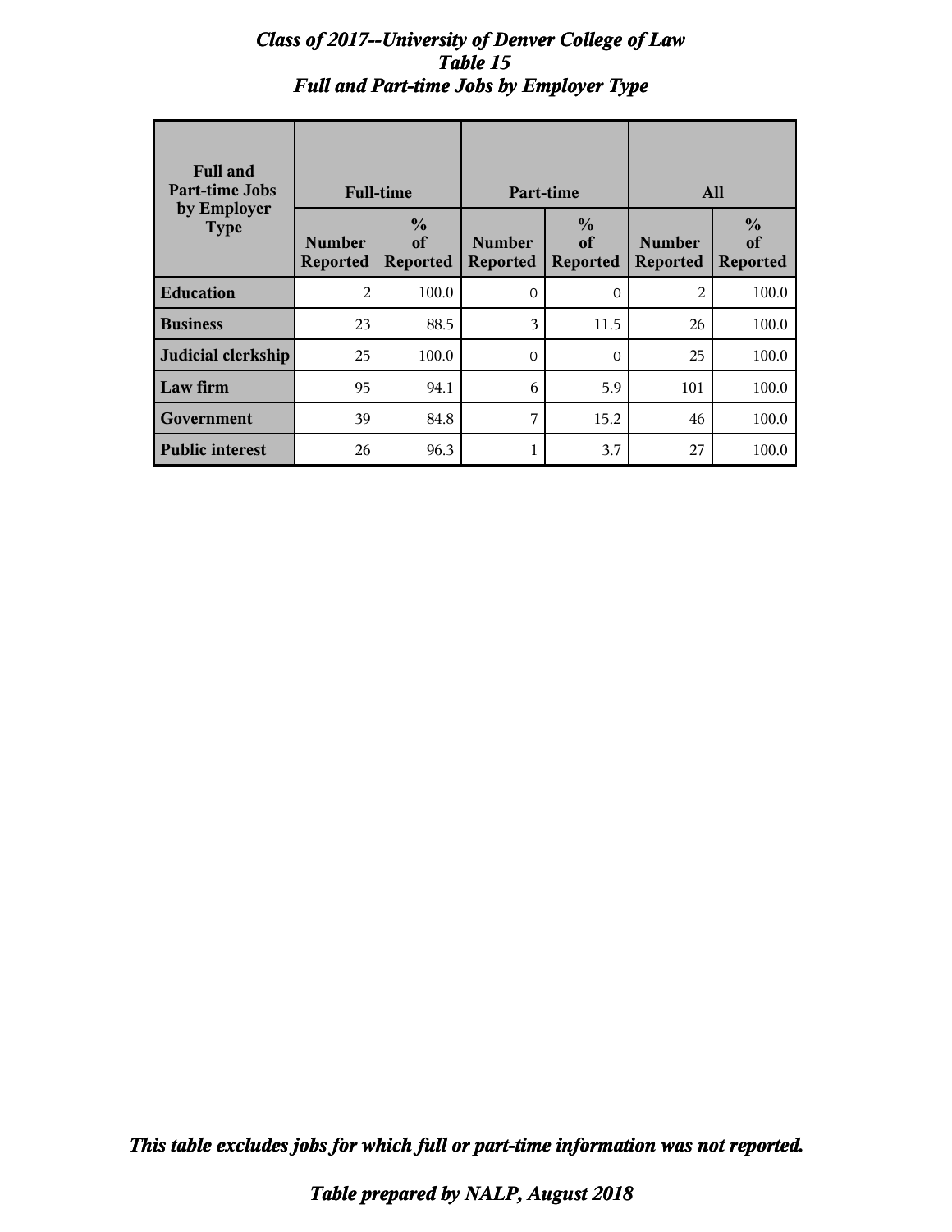***Class of 2017--University of Denver College of Law***
***Table 15***
***Full and Part-time Jobs by Employer Type***

| Full and Part-time Jobs by Employer Type | Full-time | | Part-time | | All | |
|---|---|---|---|---|---|---|
| | Number Reported | % of Reported | Number Reported | % of Reported | Number Reported | % of Reported |
| **Education** | 2 | 100.0 | 0 | 0 | 2 | 100.0 |
| **Business** | 23 | 88.5 | 3 | 11.5 | 26 | 100.0 |
| **Judicial clerkship** | 25 | 100.0 | 0 | 0 | 25 | 100.0 |
| **Law firm** | 95 | 94.1 | 6 | 5.9 | 101 | 100.0 |
| **Government** | 39 | 84.8 | 7 | 15.2 | 46 | 100.0 |
| **Public interest** | 26 | 96.3 | 1 | 3.7 | 27 | 100.0 |

***This table excludes jobs for which full or part-time information was not reported.***

***Table prepared by NALP, August 2018***